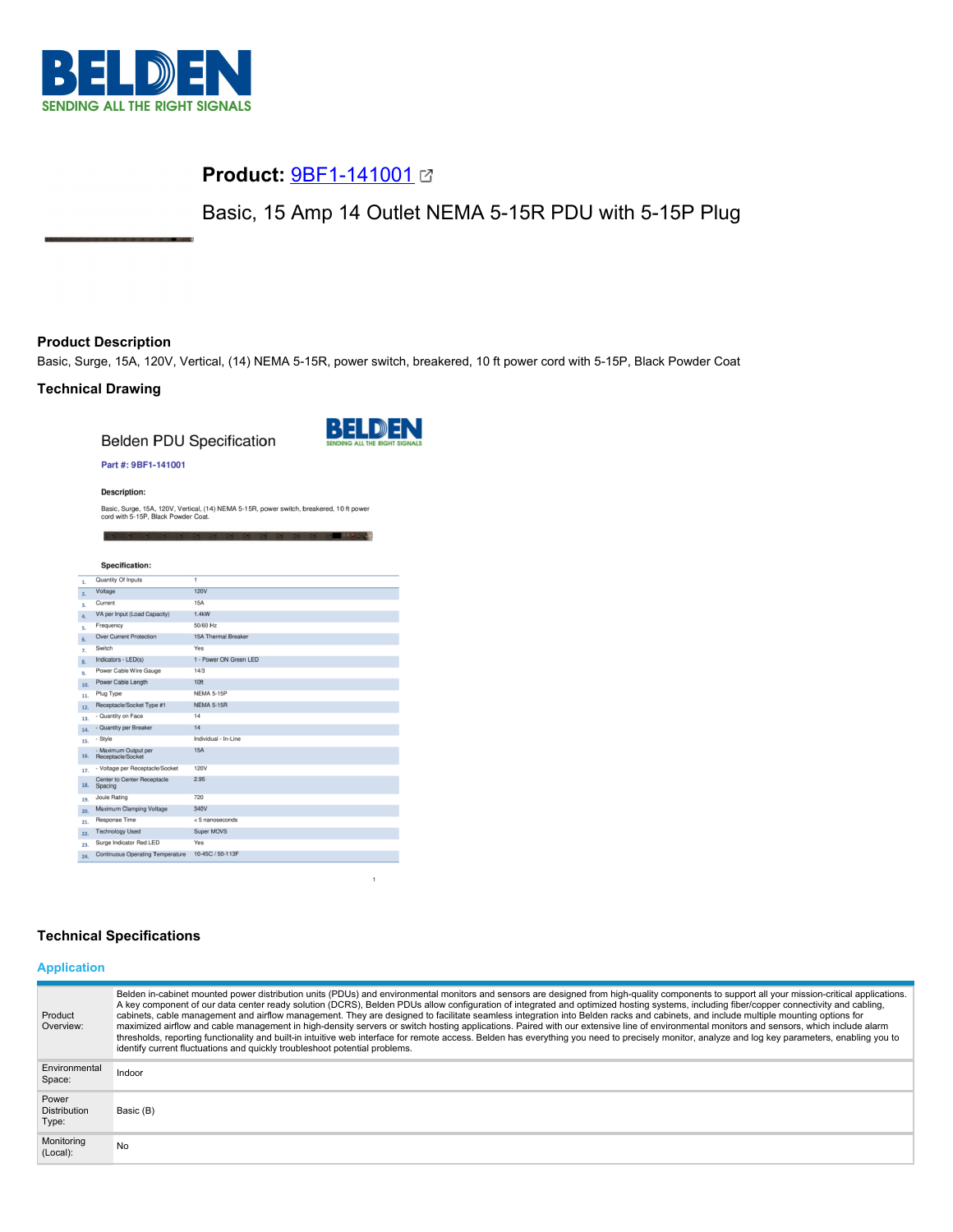# Product: 9BF1-141001

Basic, 15 Amp 14 Outlet NEMA 5-15R PDU with 5-15P Plug

## Product Description

Basic, Surge, 15A, 120V, Vertical, (14) NEMA 5-15R, power switch, breakered, 10 ft power cord with 5-15P, Black Powder Coat

## Technical Drawing

Belden PDU Specification

**Part #: 9BF1-141001**

**Description:**

Basic, Surge, 15A, 120V, Vertical, (14) NEMA 5-15R, power switch, breakered, 10 ft power cord with 5-15P, Black Powder Coat.

**Specification:**

| # | Item | Value |
|---|---|---|
| 1. | Quantity Of Inputs | 1 |
| 2. | Voltage | 120V |
| 3. | Current | 15A |
| 4. | VA per Input (Load Capacity) | 1.4kW |
| 5. | Frequency | 50/60 Hz |
| 6. | Over Current Protection | 15A Thermal Breaker |
| 7. | Switch | Yes |
| 8. | Indicators - LED(s) | 1 - Power ON Green LED |
| 9. | Power Cable Wire Gauge | 14/3 |
| 10. | Power Cable Length | 10ft |
| 11. | Plug Type | NEMA 5-15P |
| 12. | Receptacle/Socket Type #1 | NEMA 5-15R |
| 13. | - Quantity on Face | 14 |
| 14. | - Quantity per Breaker | 14 |
| 15. | - Style | Individual - In-Line |
| 16. | - Maximum Output per Receptacle/Socket | 15A |
| 17. | - Voltage per Receptacle/Socket | 120V |
| 18. | Center to Center Receptacle Spacing | 2.95 |
| 19. | Joule Rating | 720 |
| 20. | Maximum Clamping Voltage | 340V |
| 21. | Response Time | < 5 nanoseconds |
| 22. | Technology Used | Super MOVS |
| 23. | Surge Indicator Red LED | Yes |
| 24. | Continuous Operating Temperature | 10-45C / 50-113F |

## Technical Specifications

### Application

| | |
|---|---|
| Product Overview: | Belden in-cabinet mounted power distribution units (PDUs) and environmental monitors and sensors are designed from high-quality components to support all your mission-critical applications. A key component of our data center ready solution (DCRS), Belden PDUs allow configuration of integrated and optimized hosting systems, including fiber/copper connectivity and cabling, cabinets, cable management and airflow management. They are designed to facilitate seamless integration into Belden racks and cabinets, and include multiple mounting options for maximized airflow and cable management in high-density servers or switch hosting applications. Paired with our extensive line of environmental monitors and sensors, which include alarm thresholds, reporting functionality and built-in intuitive web interface for remote access. Belden has everything you need to precisely monitor, analyze and log key parameters, enabling you to identify current fluctuations and quickly troubleshoot potential problems. |
| Environmental Space: | Indoor |
| Power Distribution Type: | Basic (B) |
| Monitoring (Local): | No |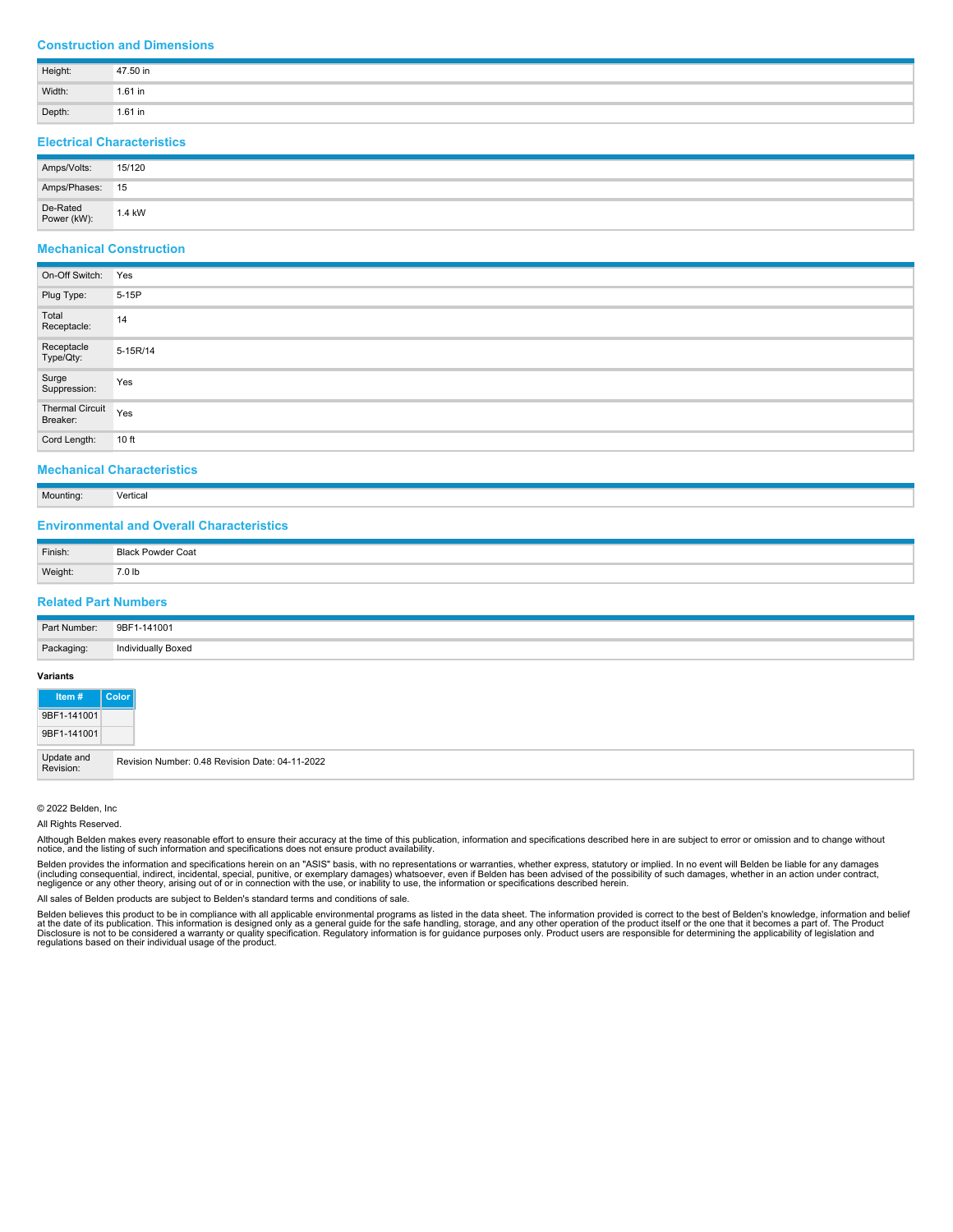## Construction and Dimensions

| | |
|---|---|
| Height: | 47.50 in |
| Width: | 1.61 in |
| Depth: | 1.61 in |

## Electrical Characteristics

| | |
|---|---|
| Amps/Volts: | 15/120 |
| Amps/Phases: | 15 |
| De-Rated Power (kW): | 1.4 kW |

## Mechanical Construction

| | |
|---|---|
| On-Off Switch: | Yes |
| Plug Type: | 5-15P |
| Total Receptacle: | 14 |
| Receptacle Type/Qty: | 5-15R/14 |
| Surge Suppression: | Yes |
| Thermal Circuit Breaker: | Yes |
| Cord Length: | 10 ft |

## Mechanical Characteristics

| | |
|---|---|
| Mounting: | Vertical |

## Environmental and Overall Characteristics

| | |
|---|---|
| Finish: | Black Powder Coat |
| Weight: | 7.0 lb |

## Related Part Numbers

| | |
|---|---|
| Part Number: | 9BF1-141001 |
| Packaging: | Individually Boxed |

**Variants**

| Item # | Color |
|---|---|
| 9BF1-141001 | |
| 9BF1-141001 | |

| | |
|---|---|
| Update and Revision: | Revision Number: 0.48 Revision Date: 04-11-2022 |

© 2022 Belden, Inc

All Rights Reserved.

Although Belden makes every reasonable effort to ensure their accuracy at the time of this publication, information and specifications described here in are subject to error or omission and to change without notice, and the listing of such information and specifications does not ensure product availability.

Belden provides the information and specifications herein on an "ASIS" basis, with no representations or warranties, whether express, statutory or implied. In no event will Belden be liable for any damages (including consequential, indirect, incidental, special, punitive, or exemplary damages) whatsoever, even if Belden has been advised of the possibility of such damages, whether in an action under contract, negligence or any other theory, arising out of or in connection with the use, or inability to use, the information or specifications described herein.

All sales of Belden products are subject to Belden's standard terms and conditions of sale.

Belden believes this product to be in compliance with all applicable environmental programs as listed in the data sheet. The information provided is correct to the best of Belden's knowledge, information and belief at the date of its publication. This information is designed only as a general guide for the safe handling, storage, and any other operation of the product itself or the one that it becomes a part of. The Product Disclosure is not to be considered a warranty or quality specification. Regulatory information is for guidance purposes only. Product users are responsible for determining the applicability of legislation and regulations based on their individual usage of the product.